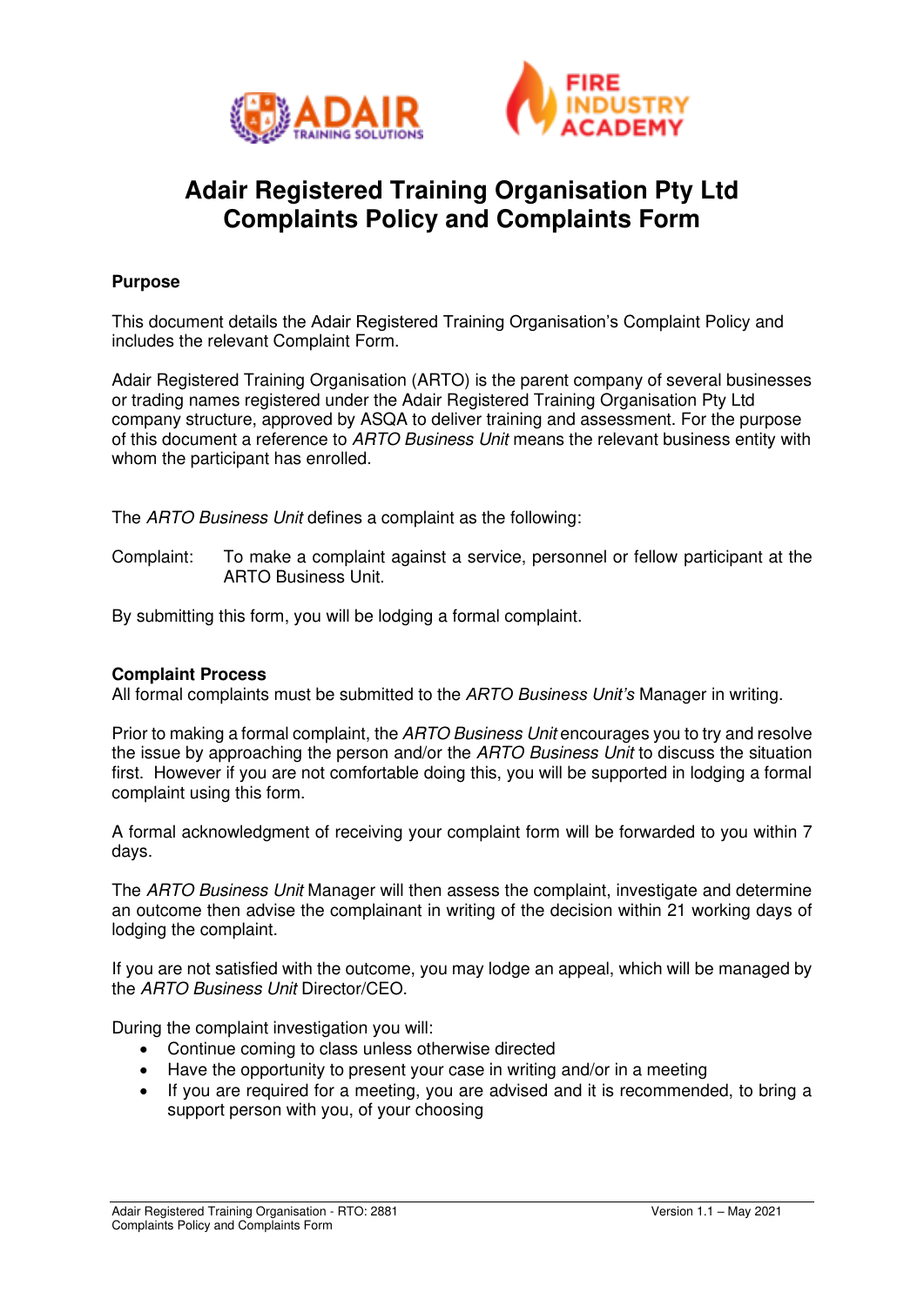# Adair Registered Training Organisation Pty Ltd Complaints Policy and Complaints Form

**Purpose**

This document details the Adair Registered Training Organisation's Complaint Policy and includes the relevant Complaint Form.

Adair Registered Training Organisation (ARTO) is the parent company of several businesses or trading names registered under the Adair Registered Training Organisation Pty Ltd company structure, approved by ASQA to deliver training and assessment. For the purpose of this document a reference to *ARTO Business Unit* means the relevant business entity with whom the participant has enrolled.

The *ARTO Business Unit* defines a complaint as the following:

Complaint: To make a complaint against a service, personnel or fellow participant at the ARTO Business Unit.

By submitting this form, you will be lodging a formal complaint.

**Complaint Process**

All formal complaints must be submitted to the *ARTO Business Unit's* Manager in writing.

Prior to making a formal complaint, the *ARTO Business Unit* encourages you to try and resolve the issue by approaching the person and/or the *ARTO Business Unit* to discuss the situation first. However if you are not comfortable doing this, you will be supported in lodging a formal complaint using this form.

A formal acknowledgment of receiving your complaint form will be forwarded to you within 7 days.

The *ARTO Business Unit* Manager will then assess the complaint, investigate and determine an outcome then advise the complainant in writing of the decision within 21 working days of lodging the complaint.

If you are not satisfied with the outcome, you may lodge an appeal, which will be managed by the *ARTO Business Unit* Director/CEO.

During the complaint investigation you will:

- Continue coming to class unless otherwise directed
- Have the opportunity to present your case in writing and/or in a meeting
- If you are required for a meeting, you are advised and it is recommended, to bring a support person with you, of your choosing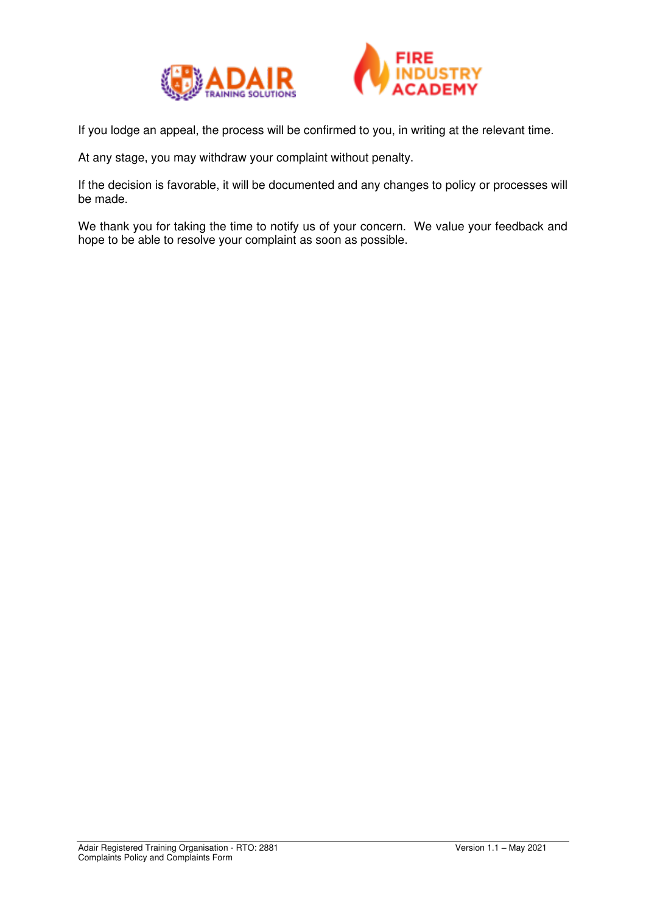If you lodge an appeal, the process will be confirmed to you, in writing at the relevant time.

At any stage, you may withdraw your complaint without penalty.

If the decision is favorable, it will be documented and any changes to policy or processes will be made.

We thank you for taking the time to notify us of your concern. We value your feedback and hope to be able to resolve your complaint as soon as possible.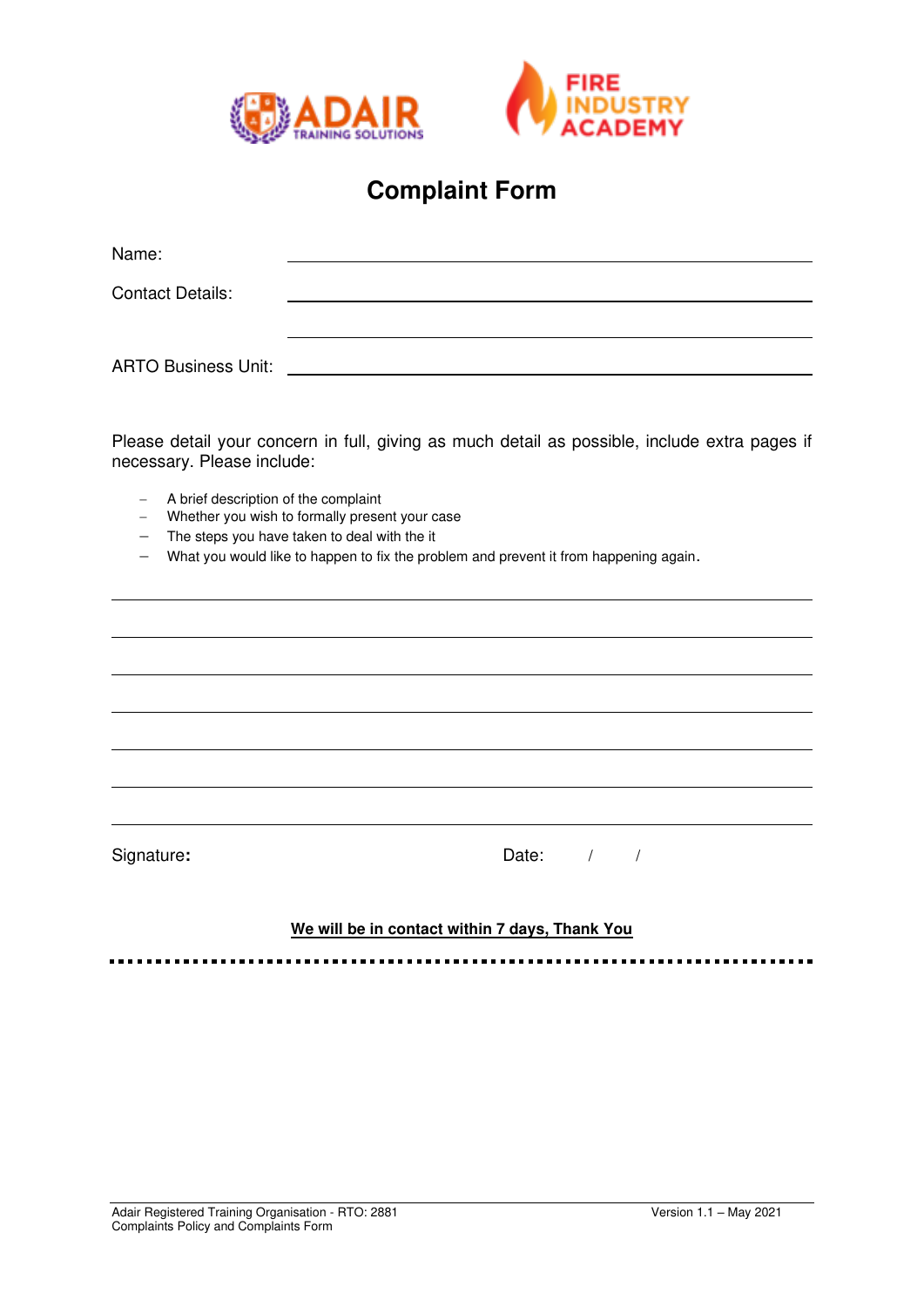# Complaint Form

Name: ____________________________________________

Contact Details: ____________________________________________

____________________________________________

ARTO Business Unit: ____________________________________________

Please detail your concern in full, giving as much detail as possible, include extra pages if necessary. Please include:

- A brief description of the complaint
- Whether you wish to formally present your case
- The steps you have taken to deal with the it
- What you would like to happen to fix the problem and prevent it from happening again.

____________________________________________

____________________________________________

____________________________________________

____________________________________________

____________________________________________

____________________________________________

____________________________________________

Signature**:** Date: / /

**We will be in contact within 7 days, Thank You**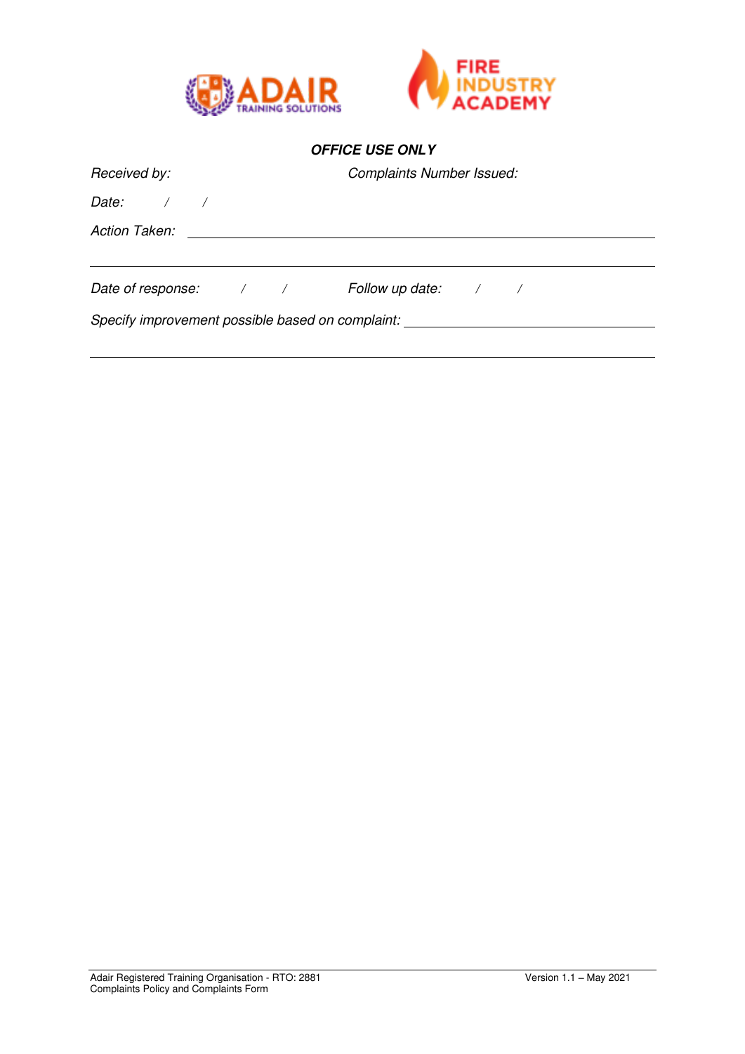**_OFFICE USE ONLY_**

*Received by:* *Complaints Number Issued:*

*Date:* / /

*Action Taken:* ___________________________________________________________

_____________________________________________________________________________

*Date of response:* / / *Follow up date:* / /

*Specify improvement possible based on complaint:* ______________________________

_____________________________________________________________________________